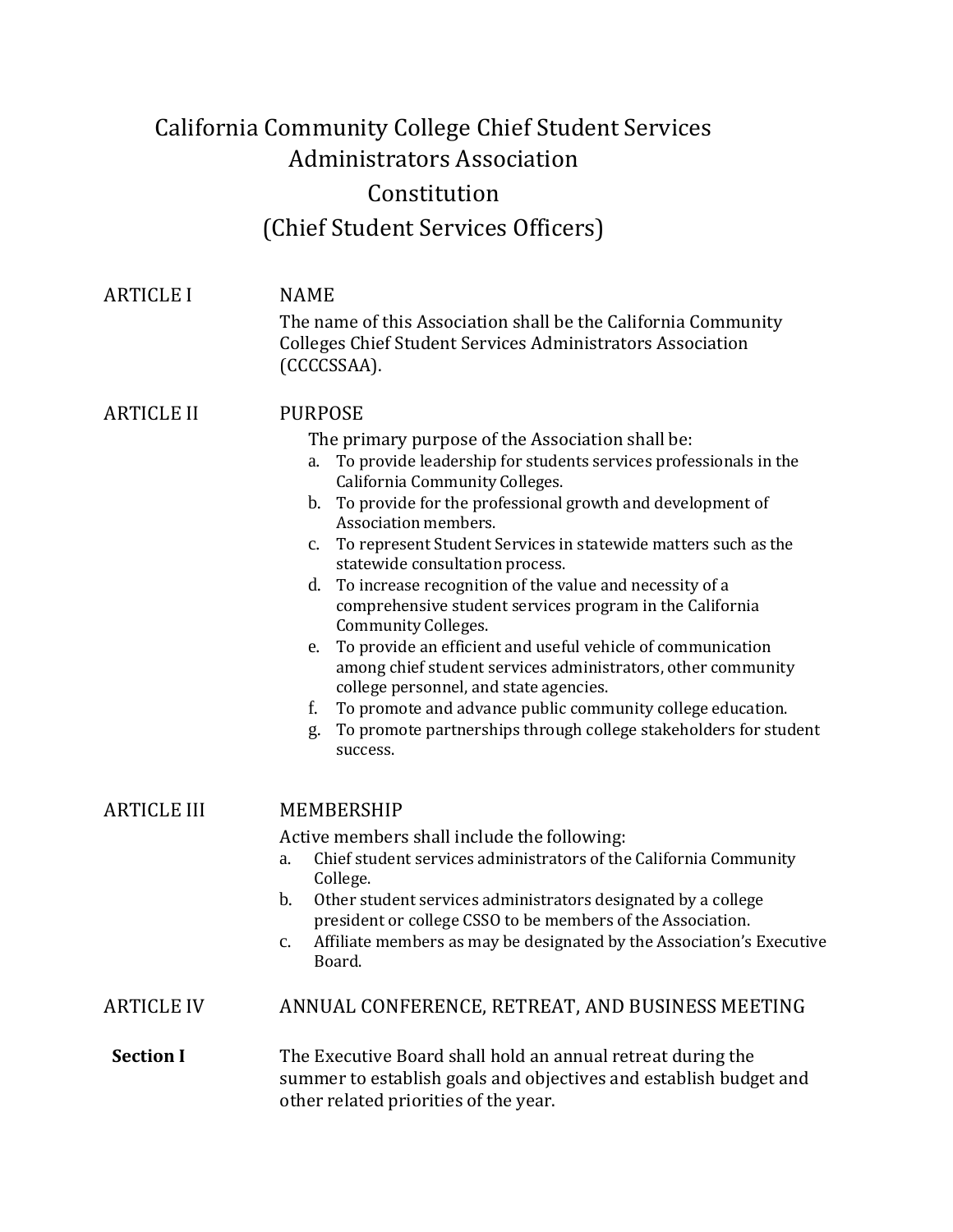# California Community College Chief Student Services Administrators Association Constitution (Chief Student Services Officers)

## ARTICLE I NAME

The name of this Association shall be the California Community Colleges Chief Student Services Administrators Association (CCCCSSAA).

## ARTICLE II PURPOSE

The primary purpose of the Association shall be:

a. To provide leadership for students services professionals in the California Community Colleges.
b. To provide for the professional growth and development of Association members.
c. To represent Student Services in statewide matters such as the statewide consultation process.
d. To increase recognition of the value and necessity of a comprehensive student services program in the California Community Colleges.
e. To provide an efficient and useful vehicle of communication among chief student services administrators, other community college personnel, and state agencies.
f. To promote and advance public community college education.
g. To promote partnerships through college stakeholders for student success.

## ARTICLE III MEMBERSHIP

Active members shall include the following:

a. Chief student services administrators of the California Community College.
b. Other student services administrators designated by a college president or college CSSO to be members of the Association.
c. Affiliate members as may be designated by the Association's Executive Board.

## ARTICLE IV ANNUAL CONFERENCE, RETREAT, AND BUSINESS MEETING

**Section I** The Executive Board shall hold an annual retreat during the summer to establish goals and objectives and establish budget and other related priorities of the year.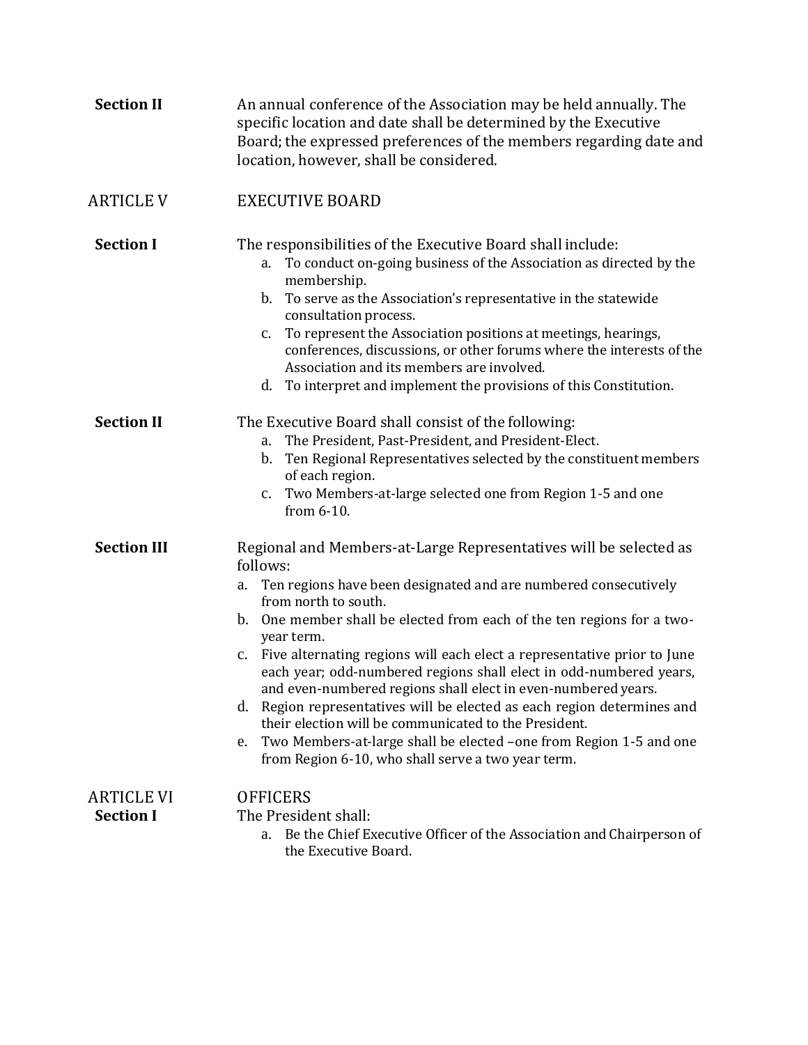**Section II** An annual conference of the Association may be held annually. The specific location and date shall be determined by the Executive Board; the expressed preferences of the members regarding date and location, however, shall be considered.

## ARTICLE V EXECUTIVE BOARD

**Section I** The responsibilities of the Executive Board shall include:

a. To conduct on-going business of the Association as directed by the membership.
b. To serve as the Association's representative in the statewide consultation process.
c. To represent the Association positions at meetings, hearings, conferences, discussions, or other forums where the interests of the Association and its members are involved.
d. To interpret and implement the provisions of this Constitution.

**Section II** The Executive Board shall consist of the following:

a. The President, Past-President, and President-Elect.
b. Ten Regional Representatives selected by the constituent members of each region.
c. Two Members-at-large selected one from Region 1-5 and one from 6-10.

**Section III** Regional and Members-at-Large Representatives will be selected as follows:

a. Ten regions have been designated and are numbered consecutively from north to south.
b. One member shall be elected from each of the ten regions for a two-year term.
c. Five alternating regions will each elect a representative prior to June each year; odd-numbered regions shall elect in odd-numbered years, and even-numbered regions shall elect in even-numbered years.
d. Region representatives will be elected as each region determines and their election will be communicated to the President.
e. Two Members-at-large shall be elected –one from Region 1-5 and one from Region 6-10, who shall serve a two year term.

## ARTICLE VI OFFICERS

**Section I** The President shall:

a. Be the Chief Executive Officer of the Association and Chairperson of the Executive Board.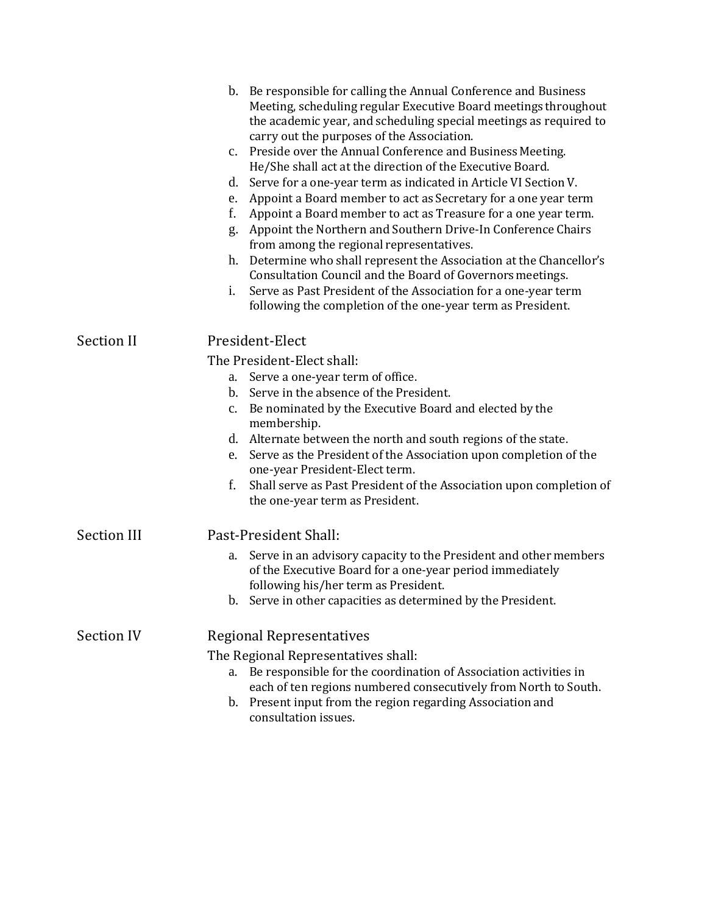b. Be responsible for calling the Annual Conference and Business Meeting, scheduling regular Executive Board meetings throughout the academic year, and scheduling special meetings as required to carry out the purposes of the Association.
c. Preside over the Annual Conference and Business Meeting. He/She shall act at the direction of the Executive Board.
d. Serve for a one-year term as indicated in Article VI Section V.
e. Appoint a Board member to act as Secretary for a one year term
f. Appoint a Board member to act as Treasure for a one year term.
g. Appoint the Northern and Southern Drive-In Conference Chairs from among the regional representatives.
h. Determine who shall represent the Association at the Chancellor's Consultation Council and the Board of Governors meetings.
i. Serve as Past President of the Association for a one-year term following the completion of the one-year term as President.

## Section II — President-Elect

The President-Elect shall:

a. Serve a one-year term of office.
b. Serve in the absence of the President.
c. Be nominated by the Executive Board and elected by the membership.
d. Alternate between the north and south regions of the state.
e. Serve as the President of the Association upon completion of the one-year President-Elect term.
f. Shall serve as Past President of the Association upon completion of the one-year term as President.

## Section III — Past-President Shall:

a. Serve in an advisory capacity to the President and other members of the Executive Board for a one-year period immediately following his/her term as President.
b. Serve in other capacities as determined by the President.

## Section IV — Regional Representatives

The Regional Representatives shall:

a. Be responsible for the coordination of Association activities in each of ten regions numbered consecutively from North to South.
b. Present input from the region regarding Association and consultation issues.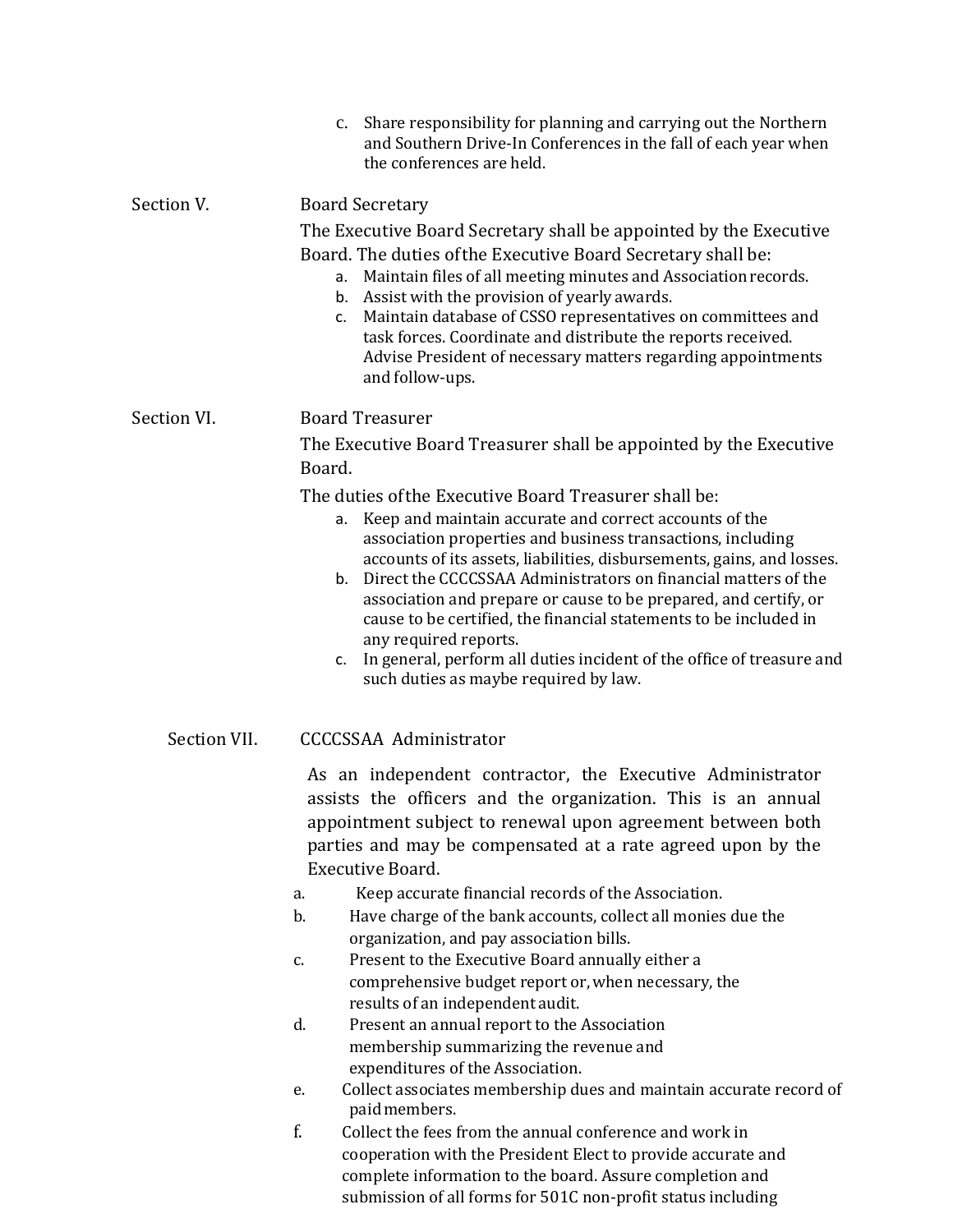c. Share responsibility for planning and carrying out the Northern and Southern Drive-In Conferences in the fall of each year when the conferences are held.

**Section V.** Board Secretary

The Executive Board Secretary shall be appointed by the Executive Board. The duties of the Executive Board Secretary shall be:

a. Maintain files of all meeting minutes and Association records.
b. Assist with the provision of yearly awards.
c. Maintain database of CSSO representatives on committees and task forces. Coordinate and distribute the reports received. Advise President of necessary matters regarding appointments and follow-ups.

**Section VI.** Board Treasurer

The Executive Board Treasurer shall be appointed by the Executive Board.

The duties of the Executive Board Treasurer shall be:

a. Keep and maintain accurate and correct accounts of the association properties and business transactions, including accounts of its assets, liabilities, disbursements, gains, and losses.
b. Direct the CCCCSSAA Administrators on financial matters of the association and prepare or cause to be prepared, and certify, or cause to be certified, the financial statements to be included in any required reports.
c. In general, perform all duties incident of the office of treasure and such duties as maybe required by law.

**Section VII.** CCCCSSAA Administrator

As an independent contractor, the Executive Administrator assists the officers and the organization. This is an annual appointment subject to renewal upon agreement between both parties and may be compensated at a rate agreed upon by the Executive Board.

a. Keep accurate financial records of the Association.
b. Have charge of the bank accounts, collect all monies due the organization, and pay association bills.
c. Present to the Executive Board annually either a comprehensive budget report or, when necessary, the results of an independent audit.
d. Present an annual report to the Association membership summarizing the revenue and expenditures of the Association.
e. Collect associates membership dues and maintain accurate record of paid members.
f. Collect the fees from the annual conference and work in cooperation with the President Elect to provide accurate and complete information to the board. Assure completion and submission of all forms for 501C non-profit status including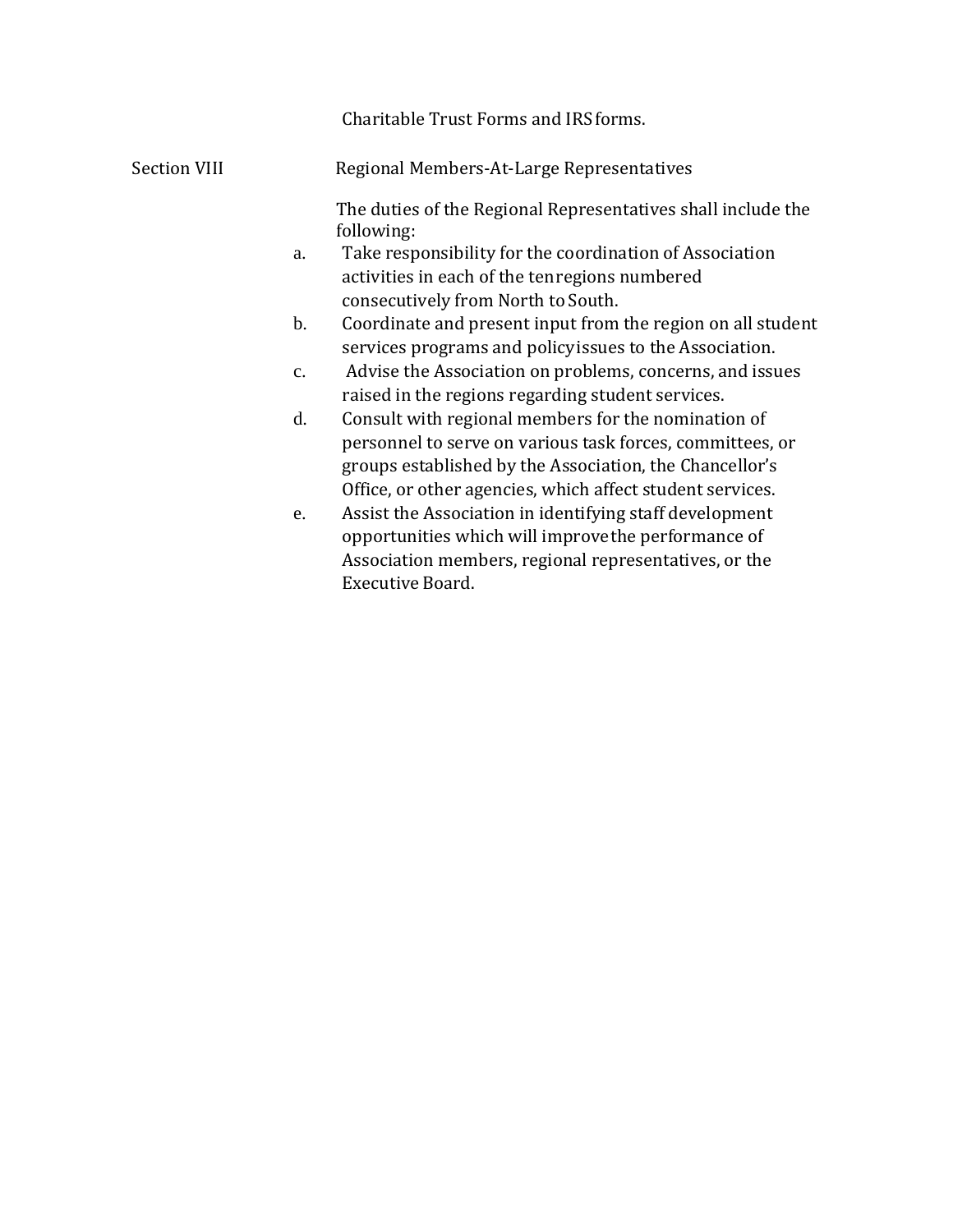Charitable Trust Forms and IRS forms.

## Section VIII Regional Members-At-Large Representatives

The duties of the Regional Representatives shall include the following:

a. Take responsibility for the coordination of Association activities in each of the ten regions numbered consecutively from North to South.

b. Coordinate and present input from the region on all student services programs and policy issues to the Association.

c. Advise the Association on problems, concerns, and issues raised in the regions regarding student services.

d. Consult with regional members for the nomination of personnel to serve on various task forces, committees, or groups established by the Association, the Chancellor's Office, or other agencies, which affect student services.

e. Assist the Association in identifying staff development opportunities which will improve the performance of Association members, regional representatives, or the Executive Board.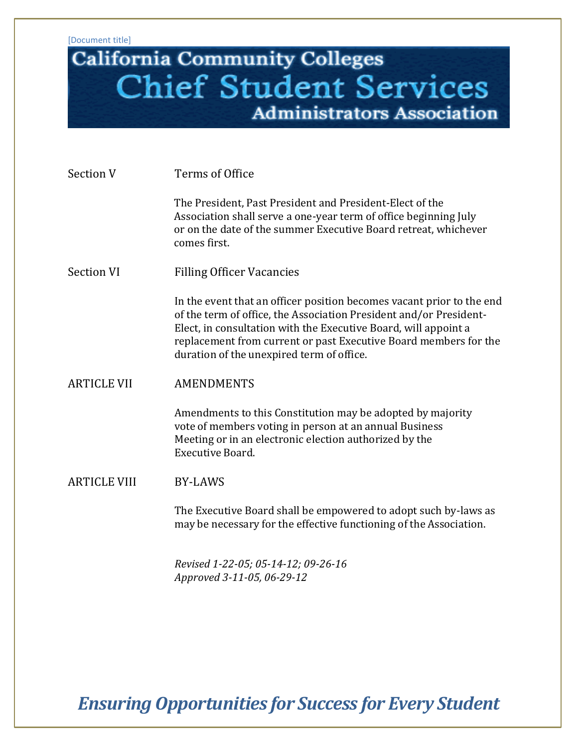Section V Terms of Office

The President, Past President and President-Elect of the Association shall serve a one-year term of office beginning July or on the date of the summer Executive Board retreat, whichever comes first.

Section VI Filling Officer Vacancies

In the event that an officer position becomes vacant prior to the end of the term of office, the Association President and/or President-Elect, in consultation with the Executive Board, will appoint a replacement from current or past Executive Board members for the duration of the unexpired term of office.

## ARTICLE VII AMENDMENTS

Amendments to this Constitution may be adopted by majority vote of members voting in person at an annual Business Meeting or in an electronic election authorized by the Executive Board.

## ARTICLE VIII BY-LAWS

The Executive Board shall be empowered to adopt such by-laws as may be necessary for the effective functioning of the Association.

*Revised 1-22-05; 05-14-12; 09-26-16*
*Approved 3-11-05, 06-29-12*